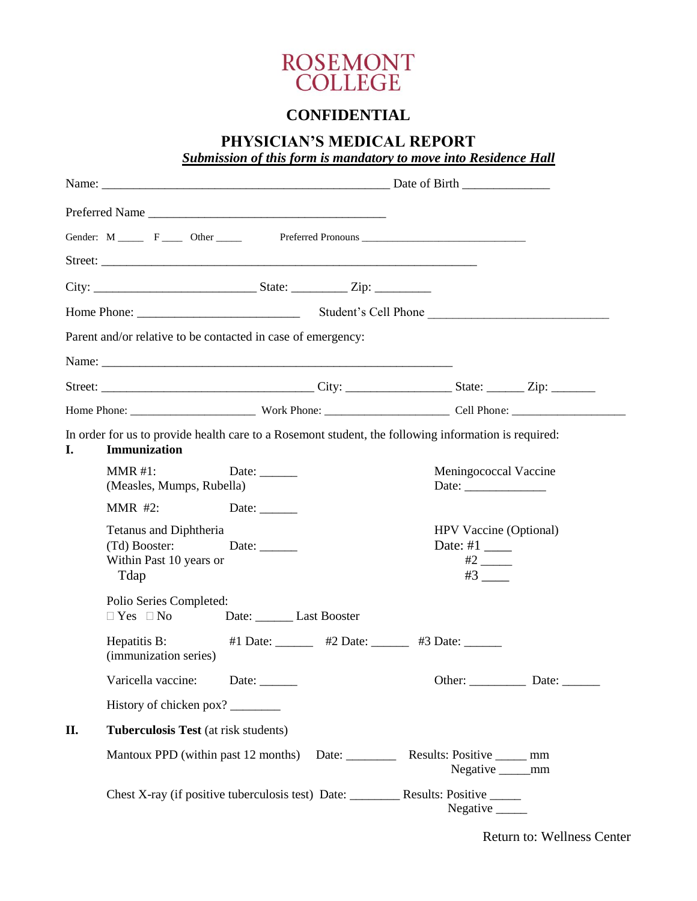# ROSEMONT COLLEGE

## CONFIDENTIAL

## PHYSICIAN'S MEDICAL REPORT

***Submission of this form is mandatory to move into Residence Hall***

Name: _______________________________________________ Date of Birth _____________

Preferred Name ______________________________________

Gender: M _____ F ____ Other _____ Preferred Pronouns ______________________________

Street: _____________________________________________________________

City: __________________________ State: _________ Zip: _________

Home Phone: __________________________ Student's Cell Phone _____________________________

Parent and/or relative to be contacted in case of emergency:

Name: _________________________________________________________

Street: __________________________________ City: _________________ State: ______ Zip: _______

Home Phone: _____________________ Work Phone: _____________________ Cell Phone: ___________________

In order for us to provide health care to a Rosemont student, the following information is required:

**I. Immunization**

MMR #1: Date: ______
(Measles, Mumps, Rubella)

MMR #2: Date: ______

Tetanus and Diphtheria
(Td) Booster: Date: ______
Within Past 10 years or
Tdap

Meningococcal Vaccine
Date: _____________

HPV Vaccine (Optional)
Date: #1 ____
#2 _____
#3 ____

Polio Series Completed:
☐ Yes ☐ No Date: ______ Last Booster

Hepatitis B: #1 Date: ______ #2 Date: ______ #3 Date: ______
(immunization series)

Varicella vaccine: Date: ______

Other: _________ Date: ______

History of chicken pox? ________

**II. Tuberculosis Test** (at risk students)

Mantoux PPD (within past 12 months) Date: ________ Results: Positive _____ mm
Negative _____mm

Chest X-ray (if positive tuberculosis test) Date: ________ Results: Positive _____
Negative _____

Return to: Wellness Center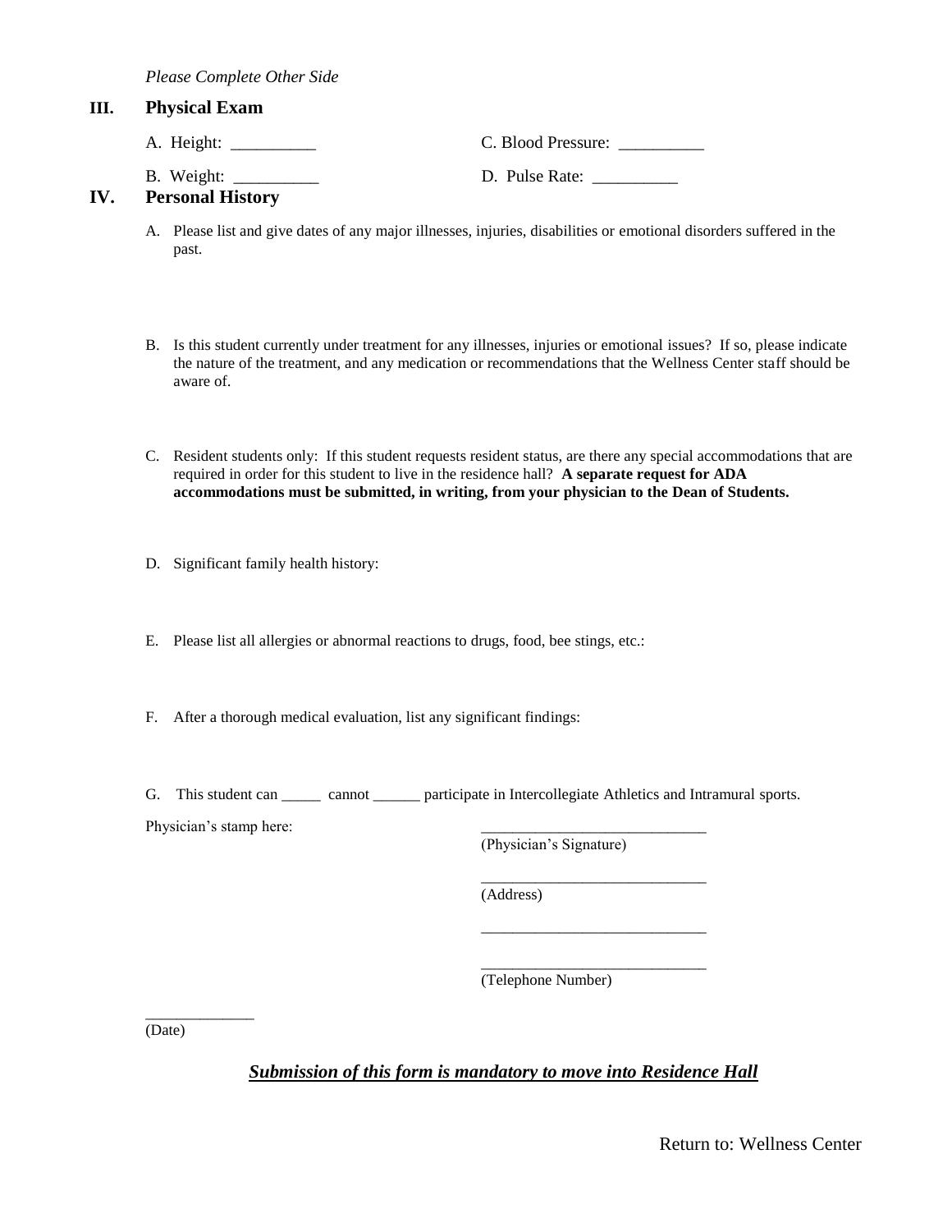*Please Complete Other Side*

## III. Physical Exam

A. Height: __________ C. Blood Pressure: __________

B. Weight: __________ D. Pulse Rate: __________

## IV. Personal History

A. Please list and give dates of any major illnesses, injuries, disabilities or emotional disorders suffered in the past.

B. Is this student currently under treatment for any illnesses, injuries or emotional issues? If so, please indicate the nature of the treatment, and any medication or recommendations that the Wellness Center staff should be aware of.

C. Resident students only: If this student requests resident status, are there any special accommodations that are required in order for this student to live in the residence hall? **A separate request for ADA accommodations must be submitted, in writing, from your physician to the Dean of Students.**

D. Significant family health history:

E. Please list all allergies or abnormal reactions to drugs, food, bee stings, etc.:

F. After a thorough medical evaluation, list any significant findings:

G. This student can _____ cannot ______ participate in Intercollegiate Athletics and Intramural sports.

Physician's stamp here:

_____________________________
(Physician's Signature)

_____________________________
(Address)

_____________________________

_____________________________
(Telephone Number)

______________
(Date)

***Submission of this form is mandatory to move into Residence Hall***

Return to: Wellness Center